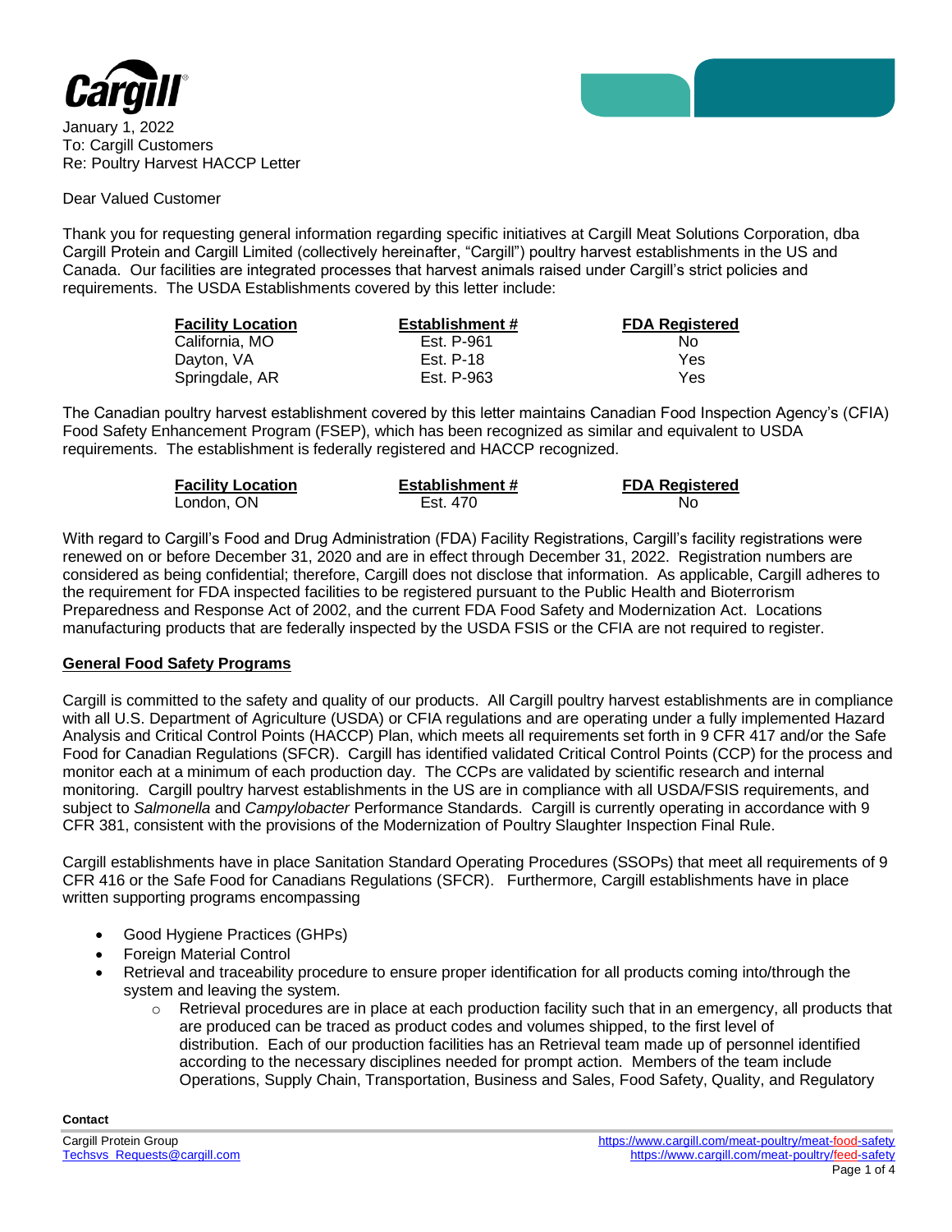January 1, 2022
To: Cargill Customers
Re: Poultry Harvest HACCP Letter

Dear Valued Customer

Thank you for requesting general information regarding specific initiatives at Cargill Meat Solutions Corporation, dba Cargill Protein and Cargill Limited (collectively hereinafter, "Cargill") poultry harvest establishments in the US and Canada. Our facilities are integrated processes that harvest animals raised under Cargill's strict policies and requirements. The USDA Establishments covered by this letter include:

| Facility Location | Establishment # | FDA Registered |
|---|---|---|
| California, MO | Est. P-961 | No |
| Dayton, VA | Est. P-18 | Yes |
| Springdale, AR | Est. P-963 | Yes |

The Canadian poultry harvest establishment covered by this letter maintains Canadian Food Inspection Agency's (CFIA) Food Safety Enhancement Program (FSEP), which has been recognized as similar and equivalent to USDA requirements. The establishment is federally registered and HACCP recognized.

| Facility Location | Establishment # | FDA Registered |
|---|---|---|
| London, ON | Est. 470 | No |

With regard to Cargill's Food and Drug Administration (FDA) Facility Registrations, Cargill's facility registrations were renewed on or before December 31, 2020 and are in effect through December 31, 2022. Registration numbers are considered as being confidential; therefore, Cargill does not disclose that information. As applicable, Cargill adheres to the requirement for FDA inspected facilities to be registered pursuant to the Public Health and Bioterrorism Preparedness and Response Act of 2002, and the current FDA Food Safety and Modernization Act. Locations manufacturing products that are federally inspected by the USDA FSIS or the CFIA are not required to register.

## General Food Safety Programs

Cargill is committed to the safety and quality of our products. All Cargill poultry harvest establishments are in compliance with all U.S. Department of Agriculture (USDA) or CFIA regulations and are operating under a fully implemented Hazard Analysis and Critical Control Points (HACCP) Plan, which meets all requirements set forth in 9 CFR 417 and/or the Safe Food for Canadian Regulations (SFCR). Cargill has identified validated Critical Control Points (CCP) for the process and monitor each at a minimum of each production day. The CCPs are validated by scientific research and internal monitoring. Cargill poultry harvest establishments in the US are in compliance with all USDA/FSIS requirements, and subject to *Salmonella* and *Campylobacter* Performance Standards. Cargill is currently operating in accordance with 9 CFR 381, consistent with the provisions of the Modernization of Poultry Slaughter Inspection Final Rule.

Cargill establishments have in place Sanitation Standard Operating Procedures (SSOPs) that meet all requirements of 9 CFR 416 or the Safe Food for Canadians Regulations (SFCR). Furthermore, Cargill establishments have in place written supporting programs encompassing

- Good Hygiene Practices (GHPs)
- Foreign Material Control
- Retrieval and traceability procedure to ensure proper identification for all products coming into/through the system and leaving the system.
  - Retrieval procedures are in place at each production facility such that in an emergency, all products that are produced can be traced as product codes and volumes shipped, to the first level of distribution. Each of our production facilities has an Retrieval team made up of personnel identified according to the necessary disciplines needed for prompt action. Members of the team include Operations, Supply Chain, Transportation, Business and Sales, Food Safety, Quality, and Regulatory

**Contact**

Cargill Protein Group
Techsvs_Requests@cargill.com

https://www.cargill.com/meat-poultry/meat-food-safety
https://www.cargill.com/meat-poultry/feed-safety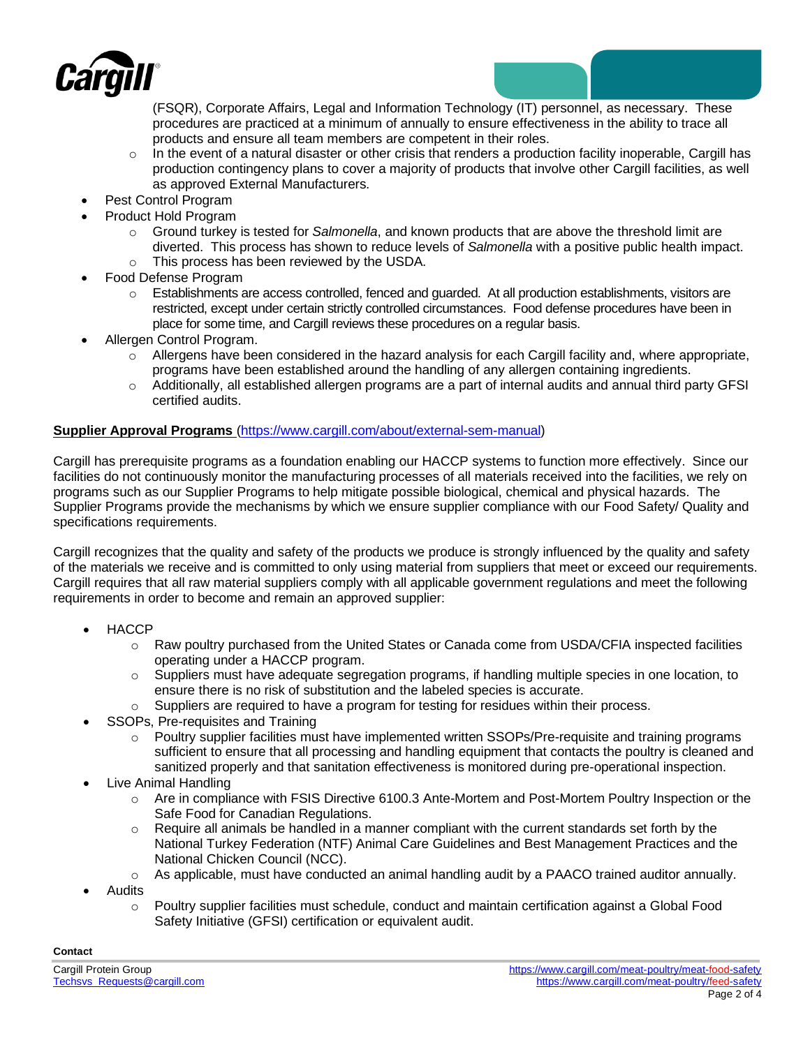(FSQR), Corporate Affairs, Legal and Information Technology (IT) personnel, as necessary. These procedures are practiced at a minimum of annually to ensure effectiveness in the ability to trace all products and ensure all team members are competent in their roles.
    - In the event of a natural disaster or other crisis that renders a production facility inoperable, Cargill has production contingency plans to cover a majority of products that involve other Cargill facilities, as well as approved External Manufacturers.
- Pest Control Program
- Product Hold Program
    - Ground turkey is tested for *Salmonella*, and known products that are above the threshold limit are diverted. This process has shown to reduce levels of *Salmonella* with a positive public health impact.
    - This process has been reviewed by the USDA.
- Food Defense Program
    - Establishments are access controlled, fenced and guarded. At all production establishments, visitors are restricted, except under certain strictly controlled circumstances. Food defense procedures have been in place for some time, and Cargill reviews these procedures on a regular basis.
- Allergen Control Program.
    - Allergens have been considered in the hazard analysis for each Cargill facility and, where appropriate, programs have been established around the handling of any allergen containing ingredients.
    - Additionally, all established allergen programs are a part of internal audits and annual third party GFSI certified audits.

**Supplier Approval Programs** (https://www.cargill.com/about/external-sem-manual)

Cargill has prerequisite programs as a foundation enabling our HACCP systems to function more effectively. Since our facilities do not continuously monitor the manufacturing processes of all materials received into the facilities, we rely on programs such as our Supplier Programs to help mitigate possible biological, chemical and physical hazards. The Supplier Programs provide the mechanisms by which we ensure supplier compliance with our Food Safety/ Quality and specifications requirements.

Cargill recognizes that the quality and safety of the products we produce is strongly influenced by the quality and safety of the materials we receive and is committed to only using material from suppliers that meet or exceed our requirements. Cargill requires that all raw material suppliers comply with all applicable government regulations and meet the following requirements in order to become and remain an approved supplier:

- HACCP
    - Raw poultry purchased from the United States or Canada come from USDA/CFIA inspected facilities operating under a HACCP program.
    - Suppliers must have adequate segregation programs, if handling multiple species in one location, to ensure there is no risk of substitution and the labeled species is accurate.
    - Suppliers are required to have a program for testing for residues within their process.
- SSOPs, Pre-requisites and Training
    - Poultry supplier facilities must have implemented written SSOPs/Pre-requisite and training programs sufficient to ensure that all processing and handling equipment that contacts the poultry is cleaned and sanitized properly and that sanitation effectiveness is monitored during pre-operational inspection.
- Live Animal Handling
    - Are in compliance with FSIS Directive 6100.3 Ante-Mortem and Post-Mortem Poultry Inspection or the Safe Food for Canadian Regulations.
    - Require all animals be handled in a manner compliant with the current standards set forth by the National Turkey Federation (NTF) Animal Care Guidelines and Best Management Practices and the National Chicken Council (NCC).
    - As applicable, must have conducted an animal handling audit by a PAACO trained auditor annually.
- Audits
    - Poultry supplier facilities must schedule, conduct and maintain certification against a Global Food Safety Initiative (GFSI) certification or equivalent audit.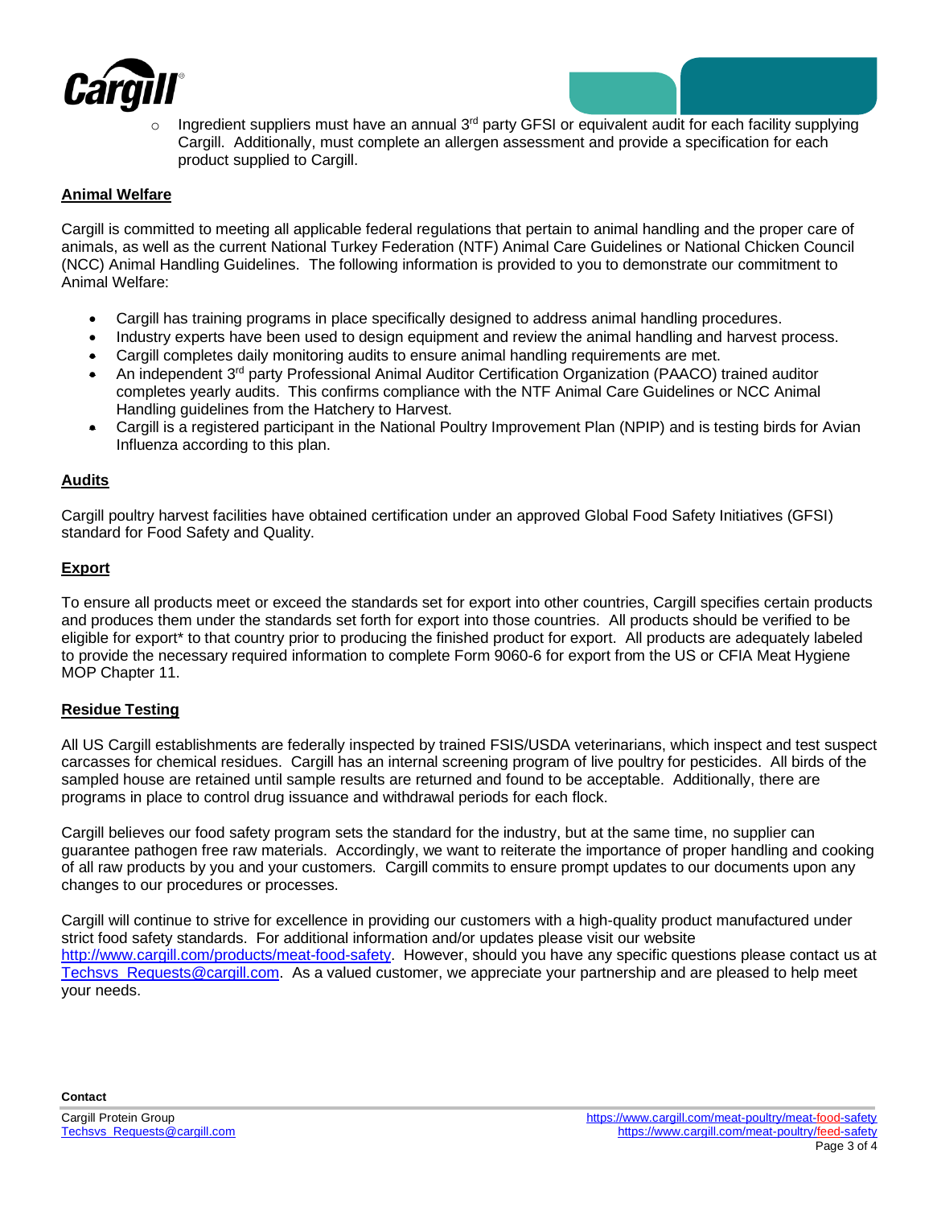- Ingredient suppliers must have an annual 3rd party GFSI or equivalent audit for each facility supplying Cargill. Additionally, must complete an allergen assessment and provide a specification for each product supplied to Cargill.

## Animal Welfare

Cargill is committed to meeting all applicable federal regulations that pertain to animal handling and the proper care of animals, as well as the current National Turkey Federation (NTF) Animal Care Guidelines or National Chicken Council (NCC) Animal Handling Guidelines. The following information is provided to you to demonstrate our commitment to Animal Welfare:

- Cargill has training programs in place specifically designed to address animal handling procedures.
- Industry experts have been used to design equipment and review the animal handling and harvest process.
- Cargill completes daily monitoring audits to ensure animal handling requirements are met.
- An independent 3rd party Professional Animal Auditor Certification Organization (PAACO) trained auditor completes yearly audits. This confirms compliance with the NTF Animal Care Guidelines or NCC Animal Handling guidelines from the Hatchery to Harvest.
- Cargill is a registered participant in the National Poultry Improvement Plan (NPIP) and is testing birds for Avian Influenza according to this plan.

## Audits

Cargill poultry harvest facilities have obtained certification under an approved Global Food Safety Initiatives (GFSI) standard for Food Safety and Quality.

## Export

To ensure all products meet or exceed the standards set for export into other countries, Cargill specifies certain products and produces them under the standards set forth for export into those countries. All products should be verified to be eligible for export* to that country prior to producing the finished product for export. All products are adequately labeled to provide the necessary required information to complete Form 9060-6 for export from the US or CFIA Meat Hygiene MOP Chapter 11.

## Residue Testing

All US Cargill establishments are federally inspected by trained FSIS/USDA veterinarians, which inspect and test suspect carcasses for chemical residues. Cargill has an internal screening program of live poultry for pesticides. All birds of the sampled house are retained until sample results are returned and found to be acceptable. Additionally, there are programs in place to control drug issuance and withdrawal periods for each flock.

Cargill believes our food safety program sets the standard for the industry, but at the same time, no supplier can guarantee pathogen free raw materials. Accordingly, we want to reiterate the importance of proper handling and cooking of all raw products by you and your customers. Cargill commits to ensure prompt updates to our documents upon any changes to our procedures or processes.

Cargill will continue to strive for excellence in providing our customers with a high-quality product manufactured under strict food safety standards. For additional information and/or updates please visit our website http://www.cargill.com/products/meat-food-safety. However, should you have any specific questions please contact us at Techsvs_Requests@cargill.com. As a valued customer, we appreciate your partnership and are pleased to help meet your needs.

**Contact**

Cargill Protein Group
Techsvs_Requests@cargill.com

https://www.cargill.com/meat-poultry/meat-food-safety
https://www.cargill.com/meat-poultry/feed-safety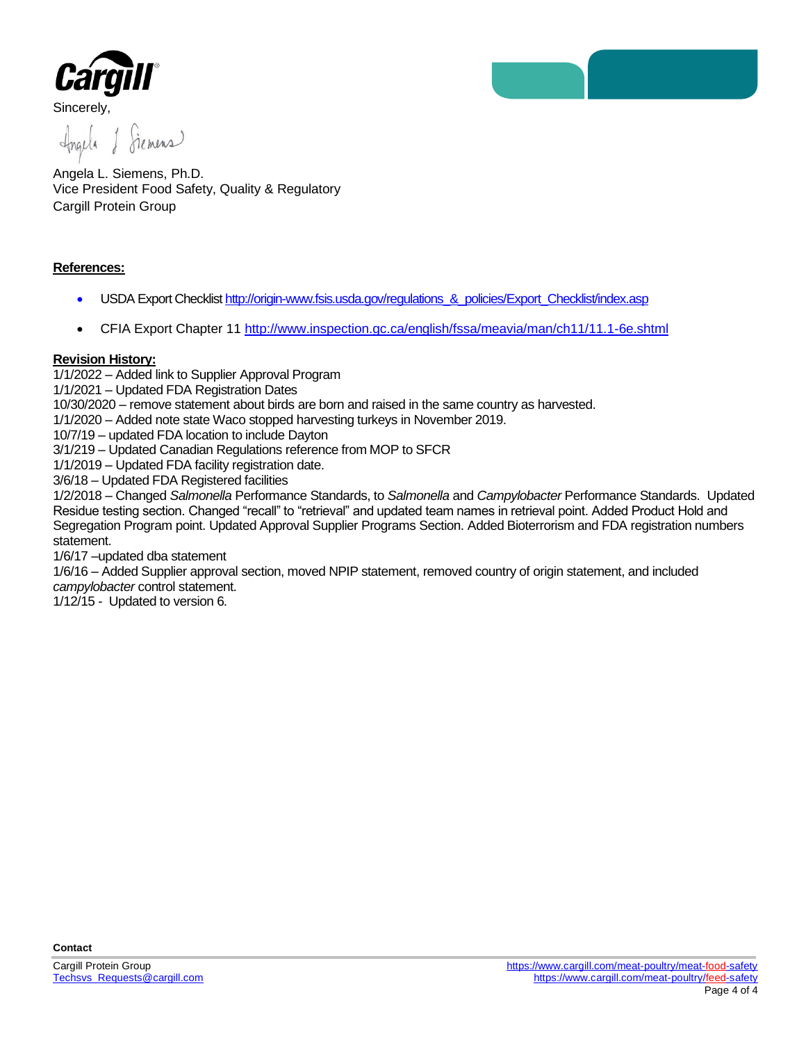Sincerely,

Angela L. Siemens, Ph.D.
Vice President Food Safety, Quality & Regulatory
Cargill Protein Group

**References:**

- USDA Export Checklist http://origin-www.fsis.usda.gov/regulations_&_policies/Export_Checklist/index.asp
- CFIA Export Chapter 11 http://www.inspection.gc.ca/english/fssa/meavia/man/ch11/11.1-6e.shtml

**Revision History:**

1/1/2022 – Added link to Supplier Approval Program
1/1/2021 – Updated FDA Registration Dates
10/30/2020 – remove statement about birds are born and raised in the same country as harvested.
1/1/2020 – Added note state Waco stopped harvesting turkeys in November 2019.
10/7/19 – updated FDA location to include Dayton
3/1/219 – Updated Canadian Regulations reference from MOP to SFCR
1/1/2019 – Updated FDA facility registration date.
3/6/18 – Updated FDA Registered facilities
1/2/2018 – Changed *Salmonella* Performance Standards, to *Salmonella* and *Campylobacter* Performance Standards. Updated Residue testing section. Changed "recall" to "retrieval" and updated team names in retrieval point. Added Product Hold and Segregation Program point. Updated Approval Supplier Programs Section. Added Bioterrorism and FDA registration numbers statement.
1/6/17 –updated dba statement
1/6/16 – Added Supplier approval section, moved NPIP statement, removed country of origin statement, and included *campylobacter* control statement.
1/12/15 - Updated to version 6.

**Contact**

Cargill Protein Group
Techsvs_Requests@cargill.com

https://www.cargill.com/meat-poultry/meat-food-safety
https://www.cargill.com/meat-poultry/feed-safety